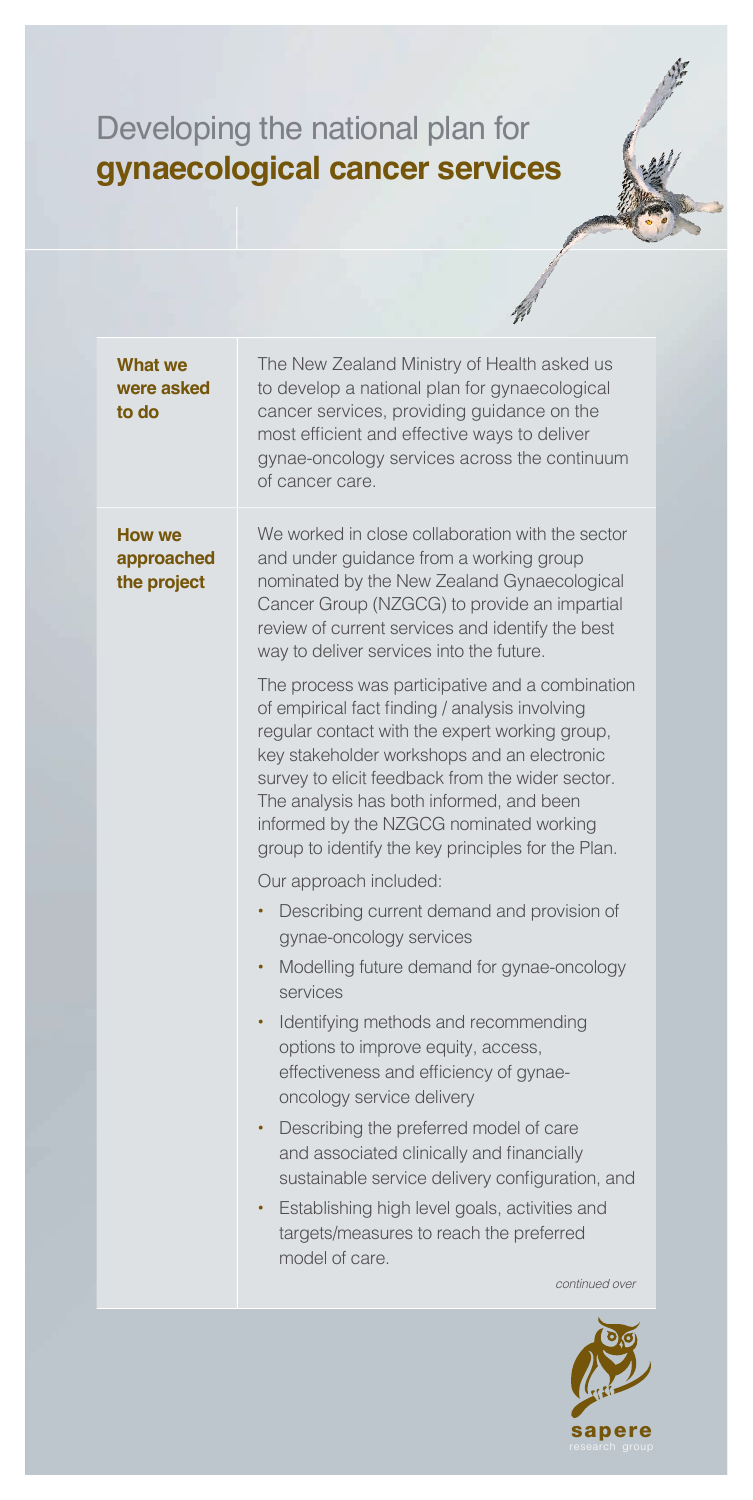# Developing the national plan for **gynaecological cancer services**

| | |
|---|---|
| **What we were asked to do** | The New Zealand Ministry of Health asked us to develop a national plan for gynaecological cancer services, providing guidance on the most efficient and effective ways to deliver gynae-oncology services across the continuum of cancer care. |
| **How we approached the project** | We worked in close collaboration with the sector and under guidance from a working group nominated by the New Zealand Gynaecological Cancer Group (NZGCG) to provide an impartial review of current services and identify the best way to deliver services into the future.<br><br>The process was participative and a combination of empirical fact finding / analysis involving regular contact with the expert working group, key stakeholder workshops and an electronic survey to elicit feedback from the wider sector. The analysis has both informed, and been informed by the NZGCG nominated working group to identify the key principles for the Plan.<br><br>Our approach included:<br>• Describing current demand and provision of gynae-oncology services<br>• Modelling future demand for gynae-oncology services<br>• Identifying methods and recommending options to improve equity, access, effectiveness and efficiency of gynae-oncology service delivery<br>• Describing the preferred model of care and associated clinically and financially sustainable service delivery configuration, and<br>• Establishing high level goals, activities and targets/measures to reach the preferred model of care. |

*continued over*

sapere
research group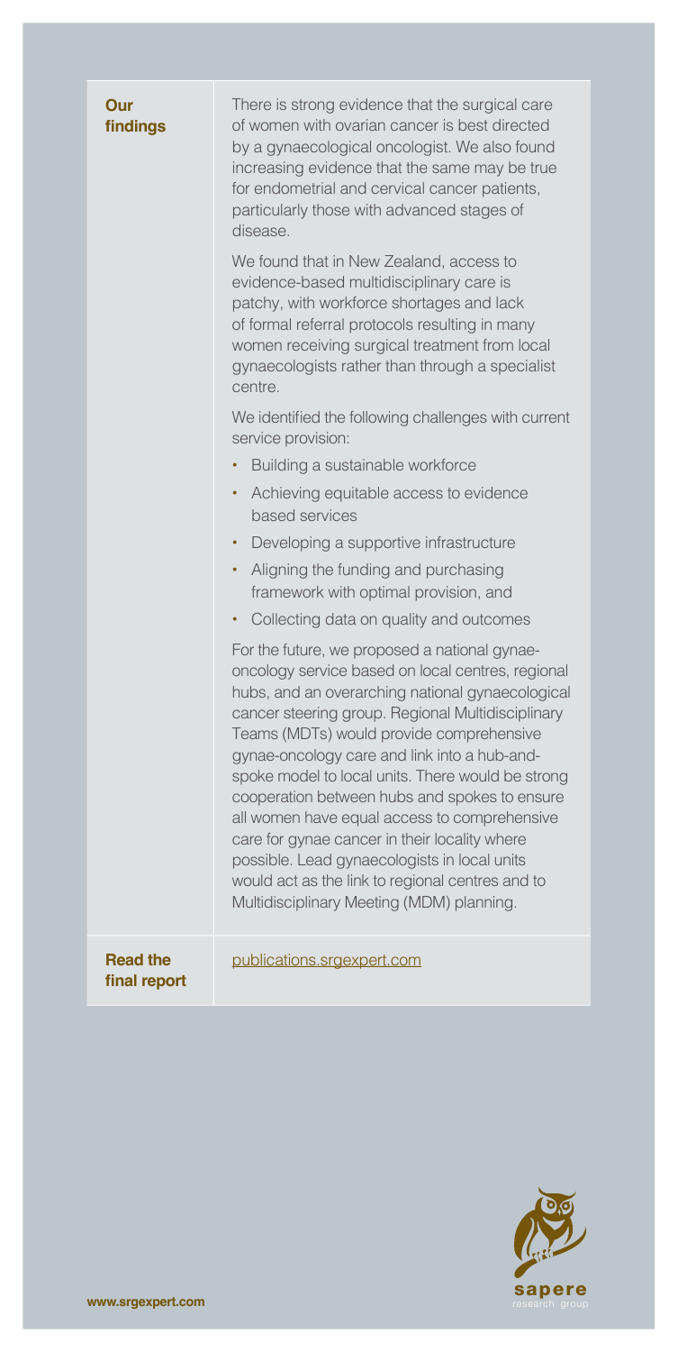**Our findings**

There is strong evidence that the surgical care of women with ovarian cancer is best directed by a gynaecological oncologist. We also found increasing evidence that the same may be true for endometrial and cervical cancer patients, particularly those with advanced stages of disease.

We found that in New Zealand, access to evidence-based multidisciplinary care is patchy, with workforce shortages and lack of formal referral protocols resulting in many women receiving surgical treatment from local gynaecologists rather than through a specialist centre.

We identified the following challenges with current service provision:

- Building a sustainable workforce
- Achieving equitable access to evidence based services
- Developing a supportive infrastructure
- Aligning the funding and purchasing framework with optimal provision, and
- Collecting data on quality and outcomes

For the future, we proposed a national gynae-oncology service based on local centres, regional hubs, and an overarching national gynaecological cancer steering group. Regional Multidisciplinary Teams (MDTs) would provide comprehensive gynae-oncology care and link into a hub-and-spoke model to local units. There would be strong cooperation between hubs and spokes to ensure all women have equal access to comprehensive care for gynae cancer in their locality where possible. Lead gynaecologists in local units would act as the link to regional centres and to Multidisciplinary Meeting (MDM) planning.

**Read the final report**

publications.srgexpert.com

www.srgexpert.com

sapere research group